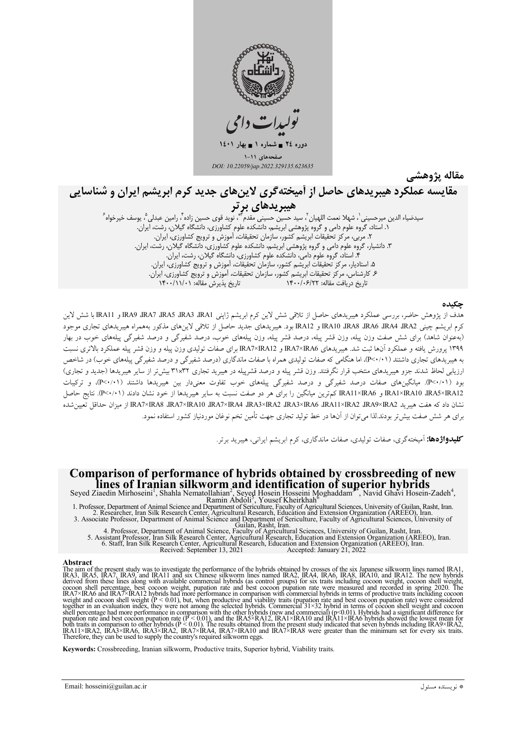تولیدات دامی

دوره ۲۴ ■ شماره ۱ ■ بهار ۱۴۰۱

صفحه‌های ۱۱-۱

*DOI: 10.22059/jap.2022.329135.623635*

**مقاله پژوهشی**

# مقایسه عملکرد هیبریدهای حاصل از آمیخته‌گری لاین‌های جدید کرم ابریشم ایران و شناسایی هیبریدهای برتر

سیدضیاء الدین میرحسینی[۱]، شهلا نعمت اللهیان[۲]، سید حسین حسینی مقدم[۳*]، نوید قوی حسین زاده[۴]، رامین عبدلی[۵]، یوسف خیرخواه[۶]

۱. استاد، گروه علوم دامی و گروه پژوهشی ابریشم، دانشکده علوم کشاورزی، دانشگاه گیلان، رشت، ایران.
۲. مربی، مرکز تحقیقات ابریشم کشور، سازمان تحقیقات، آموزش و ترویج کشاورزی، ایران.
۳. دانشیار، گروه علوم دامی و گروه پژوهشی ابریشم، دانشکده علوم کشاورزی، دانشگاه گیلان، رشت، ایران.
۴. استاد، گروه علوم دامی، دانشکده علوم کشاورزی، دانشگاه گیلان، رشت، ایران.
۵. استادیار، مرکز تحقیقات ابریشم کشور، سازمان تحقیقات، آموزش و ترویج کشاورزی، ایران.
۶. کارشناس، مرکز تحقیقات ابریشم کشور، سازمان تحقیقات، آموزش و ترویج کشاورزی، ایران.

تاریخ دریافت مقاله: ۱۴۰۰/۰۶/۲۲ تاریخ پذیرش مقاله: ۱۴۰۰/۱۱/۰۱

## چکیده

هدف از پژوهش حاضر، بررسی عملکرد هیبریدهای حاصل از تلاقی شش لاین کرم ابریشم ژاپنی IRA1، IRA3، IRA5، IRA7، IRA9 و IRA11 با شش لاین کرم ابریشم چینی IRA2، IRA4، IRA6، IRA8، IRA10 و IRA12 بود. هیبریدهای جدید حاصل از تلاقی لاین‌های مذکور به‌همراه هیبریدهای تجاری موجود (به‌عنوان شاهد) برای شش صفت وزن پیله، وزن قشر پیله، درصد قشر پیله، وزن پیله‌های خوب، درصد شفیرگی و درصد شفیرگی پیله‌های خوب در بهار ۱۳۹۹ پرورش یافته و عملکرد آن‌ها ثبت شد. هیبریدهای IRA7×IRA6 و IRA7×IRA12 برای صفات تولیدی وزن پیله و وزن قشر پیله عملکرد بالاتری نسبت به هیبریدهای تجاری داشتند (P<۰/۰۱)، اما هنگامی که صفات تولیدی همراه با صفات ماندگاری (درصد شفیرگی و درصد شفیرگی پیله‌های خوب) در شاخص ارزیابی لحاظ شدند جزو هیبریدهای منتخب قرار نگرفتند. وزن قشر پیله و درصد قشرپیله در هیبرید تجاری ۳۲×۳۱ بیش‌تر از سایر هیبریدها (جدید و تجاری) بود (P<۰/۰۱). میانگین‌های صفات درصد شفیرگی و درصد شفیرگی پیله‌های خوب تفاوت معنی‌دار بین هیبریدها داشتند (P<۰/۰۱)، و ترکیبات IRA5×IRA12، IRA1×IRA10 و IRA11×IRA6 کم‌ترین میانگین را برای هر دو صفت نسبت به سایر هیبریدها از خود نشان دادند (P<۰/۰۱). نتایج حاصل نشان داد که هفت هیبرید IRA9×IRA2، IRA11×IRA2، IRA3×IRA6، IRA3×IRA2، IRA7×IRA4، IRA7×IRA10، IRA7×IRA8 از میزان حداقل تعیین‌شده برای هر شش صفت بیش‌تر بودند.لذا می‌توان از آن‌ها در خط تولید تجاری جهت تأمین تخم نوغان موردنیاز کشور استفاده نمود.

**کلیدواژه‌ها:** آمیخته‌گری، صفات تولیدی، صفات ماندگاری، کرم ابریشم ایرانی، هیبرید برتر.

# Comparison of performance of hybrids obtained by crossbreeding of new lines of Iranian silkworm and identification of superior hybrids

Seyed Ziaedin Mirhoseini[1], Shahla Nematollahian[2], Seyed Hosein Hosseini Moghaddam[3*], Navid Ghavi Hosein-Zadeh[4], Ramin Abdoli[5], Yousef Kheirkhah[6]

1. Professor, Department of Animal Science and Department of Sericulture, Faculty of Agricultural Sciences, University of Guilan, Rasht, Iran.
2. Researcher, Iran Silk Research Center, Agricultural Research, Education and Extension Organization (AREEO), Iran.
3. Associate Professor, Department of Animal Science and Department of Sericulture, Faculty of Agricultural Sciences, University of Guilan, Rasht, Iran.
4. Professor, Department of Animal Science, Faculty of Agricultural Sciences, University of Guilan, Rasht, Iran.
5. Assistant Professor, Iran Silk Research Center, Agricultural Research, Education and Extension Organization (AREEO), Iran.
6. Staff, Iran Silk Research Center, Agricultural Research, Education and Extension Organization (AREEO), Iran.

Recived: September 13, 2021 Accepted: January 21, 2022

## Abstract

The aim of the present study was to investigate the performance of the hybrids obtained by crosses of the six Japanese silkworm lines named IRA1, IRA3, IRA5, IRA7, IRA9, and IRA11 and six Chinese silkworm lines named IRA2, IRA4, IRA6, IRA8, IRA10, and IRA12. The new hybrids derived from these lines along with available commercial hybrids (as control groups) for six traits including cocoon weight, cocoon shell weight, cocoon shell percentage, best cocoon weight, pupation rate and best cocoon pupation rate were measured and recorded in spring 2020. The IRA7×IRA6 and IRA7×IRA12 hybrids had more performance in comparison with commercial hybrids in terms of productive traits including cocoon weight and cocoon shell weight ($P < 0.01$), but, when productive and viability traits (pupation rate and best cocoon pupation rate) were considered together in an evaluation index, they were not among the selected hybrids. Commercial 31×32 hybrid in terms of cocoon shell weight and cocoon shell percentage had more performance in comparison with the other hybrids (new and commercial) ($p<0.01$). Hybrids had a significant difference for pupation rate and best cocoon pupation rate ($P < 0.01$), and the IRA5×IRA12, IRA1×IRA10 and IRA11×IRA6 hybrids showed the lowest mean for both traits in comparison to other hybrids ($P < 0.01$). The results obtained from the present study indicated that seven hybrids including IRA9×IRA2, IRA11×IRA2, IRA3×IRA6, IRA3×IRA2, IRA7×IRA4, IRA7×IRA10 and IRA7×IRA8 were greater than the minimum set for every six traits. Therefore, they can be used to supply the country's required silkworm eggs.

**Keywords:** Crossbreeding, Iranian silkworm, Productive traits, Superior hybrid, Viability traits.

Email: hosseini@guilan.ac.ir

* نویسنده مسئول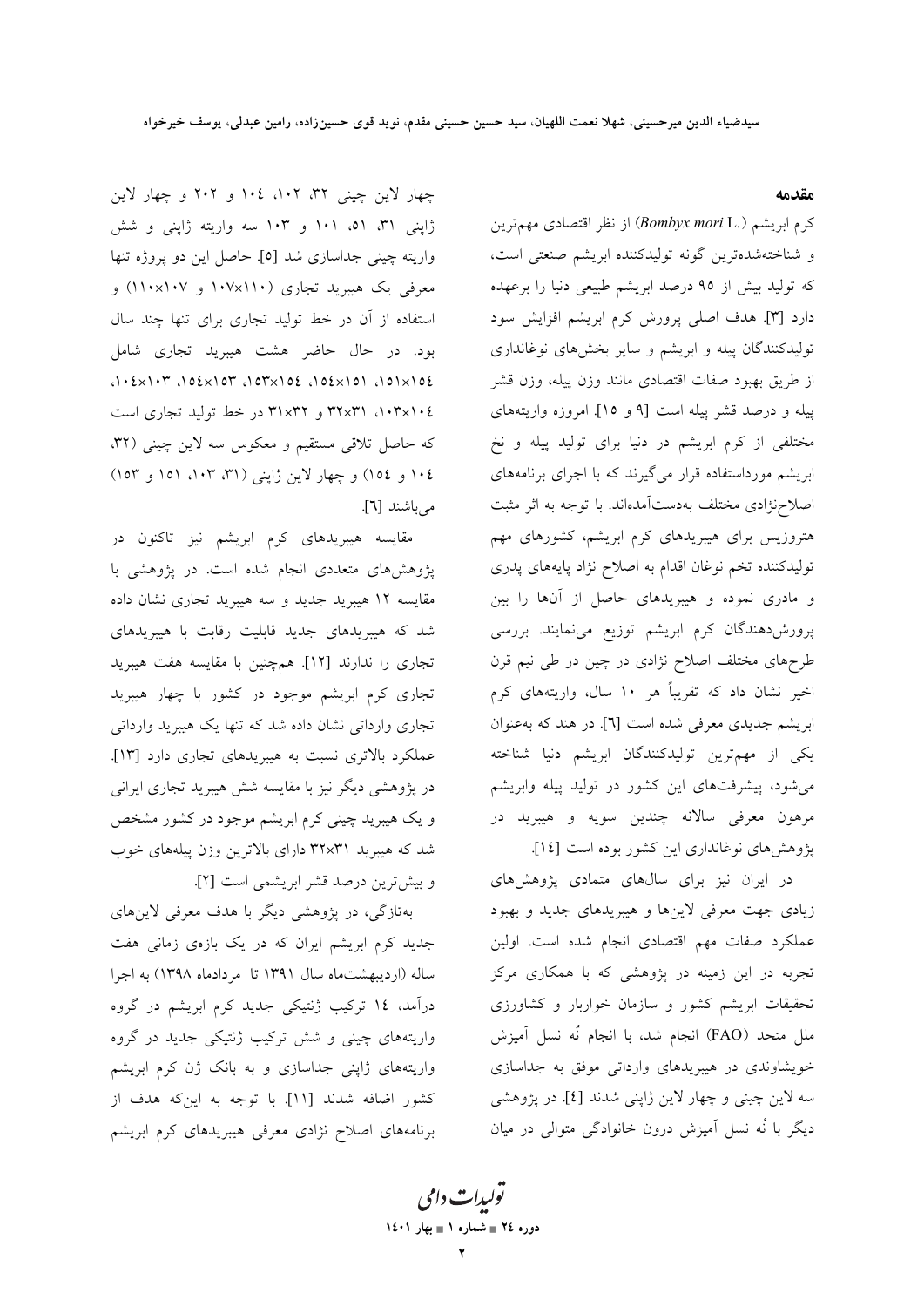## مقدمه

کرم ابریشم (*Bombyx mori* L.) از نظر اقتصادی مهم‌ترین و شناخته‌شده‌ترین گونه تولیدکننده ابریشم صنعتی است، که تولید بیش از ۹۵ درصد ابریشم طبیعی دنیا را برعهده دارد [۳]. هدف اصلی پرورش کرم ابریشم افزایش سود تولیدکنندگان پیله و ابریشم و سایر بخش‌های نوغانداری از طریق بهبود صفات اقتصادی مانند وزن پیله، وزن قشر پیله و درصد قشر پیله است [۹ و ۱۵]. امروزه واریته‌های مختلفی از کرم ابریشم در دنیا برای تولید پیله و نخ ابریشم مورداستفاده قرار می‌گیرند که با اجرای برنامه‌های اصلاح‌نژادی مختلف به‌دست‌آمده‌اند. با توجه به اثر مثبت هتروزیس برای هیبریدهای کرم ابریشم، کشورهای مهم تولیدکننده تخم نوغان اقدام به اصلاح نژاد پایه‌های پدری و مادری نموده و هیبریدهای حاصل از آن‌ها را بین پرورش‌دهندگان کرم ابریشم توزیع می‌نمایند. بررسی طرح‌های مختلف اصلاح نژادی در چین در طی نیم قرن اخیر نشان داد که تقریباً هر ۱۰ سال، واریته‌های کرم ابریشم جدیدی معرفی شده است [۶]. در هند که به‌عنوان یکی از مهم‌ترین تولیدکنندگان ابریشم دنیا شناخته می‌شود، پیشرفت‌های این کشور در تولید پیله وابریشم مرهون معرفی سالانه چندین سویه و هیبرید در پژوهش‌های نوغانداری این کشور بوده است [۱۴].

در ایران نیز برای سال‌های متمادی پژوهش‌های زیادی جهت معرفی لاین‌ها و هیبریدهای جدید و بهبود عملکرد صفات مهم اقتصادی انجام شده است. اولین تجربه در این زمینه در پژوهشی که با همکاری مرکز تحقیقات ابریشم کشور و سازمان خواربار و کشاورزی ملل متحد (FAO) انجام شد، با انجام نُه نسل آمیزش خویشاوندی در هیبریدهای وارداتی موفق به جداسازی سه لاین چینی و چهار لاین ژاپنی شدند [۴]. در پژوهشی دیگر با نُه نسل آمیزش درون خانوادگی متوالی در میان چهار لاین چینی ۳۲، ۱۰۲، ۱۰۴ و ۲۰۲ و چهار لاین ژاپنی ۳۱، ۵۱، ۱۰۱ و ۱۰۳ سه واریته ژاپنی و شش واریته چینی جداسازی شد [۵]. حاصل این دو پروژه تنها معرفی یک هیبرید تجاری (۱۰۷×۱۱۰ و ۱۱۰×۱۰۷) و استفاده از آن در خط تولید تجاری برای تنها چند سال بود. در حال حاضر هشت هیبرید تجاری شامل ۱۵۱×۱۵٤، ۱۵٤×۱۵۱، ۱۵۳×۱۵٤، ۱۵٤×۱۵۳، ۱۰۳×۱۰٤، ۱۰٤×۱۰۳، ۳۱×۳۲ و ۳۲×۳۱ در خط تولید تجاری است که حاصل تلاقی مستقیم و معکوس سه لاین چینی (۳۲، ۱۰٤ و ۱۵٤) و چهار لاین ژاپنی (۳۱، ۱۰۳، ۱۵۱ و ۱۵۳) می‌باشند [۶].

مقایسه هیبریدهای کرم ابریشم نیز تاکنون در پژوهش‌های متعددی انجام شده است. در پژوهشی با مقایسه ۱۲ هیبرید جدید و سه هیبرید تجاری نشان داده شد که هیبریدهای جدید قابلیت رقابت با هیبریدهای تجاری را ندارند [۱۲]. هم‌چنین با مقایسه هفت هیبرید تجاری کرم ابریشم موجود در کشور با چهار هیبرید تجاری وارداتی نشان داده شد که تنها یک هیبرید وارداتی عملکرد بالاتری نسبت به هیبریدهای تجاری دارد [۱۳]. در پژوهشی دیگر نیز با مقایسه شش هیبرید تجاری ایرانی و یک هیبرید چینی کرم ابریشم موجود در کشور مشخص شد که هیبرید ۳۱×۳۲ دارای بالاترین وزن پیله‌های خوب و بیش‌ترین درصد قشر ابریشمی است [۲].

به‌تازگی، در پژوهشی دیگر با هدف معرفی لاین‌های جدید کرم ابریشم ایران که در یک بازه‌ی زمانی هفت ساله (اردیبهشت‌ماه سال ۱۳۹۱ تا مردادماه ۱۳۹۸) به اجرا درآمد، ۱٤ ترکیب ژنتیکی جدید کرم ابریشم در گروه واریته‌های چینی و شش ترکیب ژنتیکی جدید در گروه واریته‌های ژاپنی جداسازی و به بانک ژن کرم ابریشم کشور اضافه شدند [۱۱]. با توجه به این‌که هدف از برنامه‌های اصلاح نژادی معرفی هیبریدهای کرم ابریشم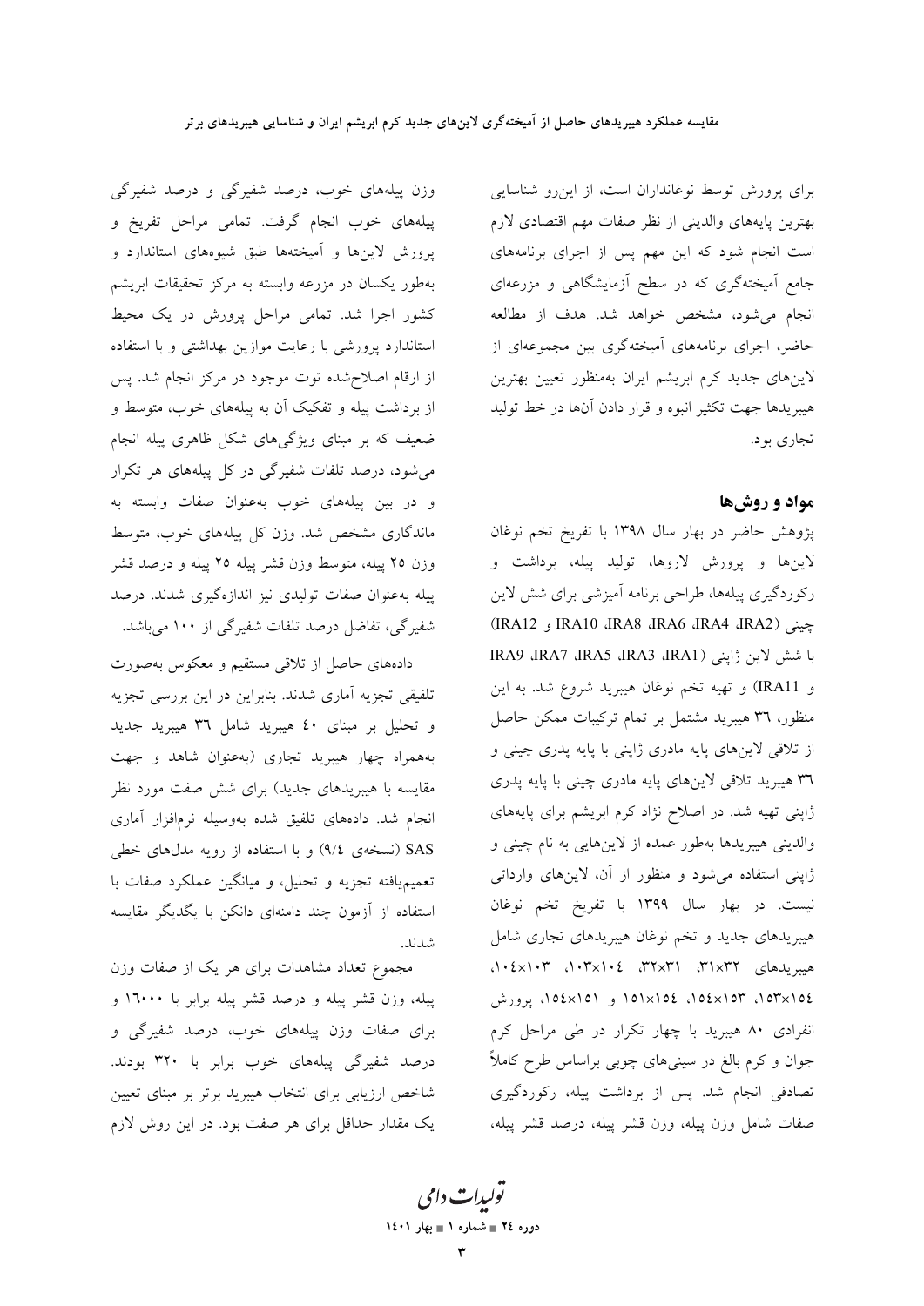برای پرورش توسط نوغانداران است، از این‌رو شناسایی بهترین پایه‌های والدینی از نظر صفات مهم اقتصادی لازم است انجام شود که این مهم پس از اجرای برنامه‌های جامع آمیخته‌گری که در سطح آزمایشگاهی و مزرعه‌ای انجام می‌شود، مشخص خواهد شد. هدف از مطالعه حاضر، اجرای برنامه‌های آمیخته‌گری بین مجموعه‌ای از لاین‌های جدید کرم ابریشم ایران به‌منظور تعیین بهترین هیبریدها جهت تکثیر انبوه و قرار دادن آن‌ها در خط تولید تجاری بود.

## مواد و روش‌ها

پژوهش حاضر در بهار سال ۱۳۹۸ با تفریخ تخم نوغان لاین‌ها و پرورش لاروها، تولید پیله، برداشت و رکوردگیری پیله‌ها، طراحی برنامه آمیزشی برای شش لاین چینی (IRA2، IRA4، IRA6، IRA8، IRA10 و IRA12) با شش لاین ژاپنی (IRA1، IRA3، IRA5، IRA7، IRA9 و IRA11) و تهیه تخم نوغان هیبرید شروع شد. به این منظور، ۳۶ هیبرید مشتمل بر تمام ترکیبات ممکن حاصل از تلاقی لاین‌های پایه مادری ژاپنی با پایه پدری چینی و ۳۶ هیبرید تلاقی لاین‌های پایه مادری چینی با پایه پدری ژاپنی تهیه شد. در اصلاح نژاد کرم ابریشم برای پایه‌های والدینی هیبریدها به‌طور عمده از لاین‌هایی به نام چینی و ژاپنی استفاده می‌شود و منظور از آن، لاین‌های وارداتی نیست. در بهار سال ۱۳۹۹ با تفریخ تخم نوغان هیبریدهای جدید و تخم نوغان هیبریدهای تجاری شامل هیبریدهای ۳۲×۳۱، ۳۱×۳۲، ۱۰۴×۱۰۳، ۱۰۳×۱۰۴، ۱۵۴×۱۵۳، ۱۵۳×۱۵۴، ۱۵۴×۱۵۱ و ۱۵۱×۱۵۴، پرورش انفرادی ۸۰ هیبرید با چهار تکرار در طی مراحل کرم جوان و کرم بالغ در سینی‌های چوبی براساس طرح کاملاً تصادفی انجام شد. پس از برداشت پیله، رکوردگیری صفات شامل وزن پیله، وزن قشر پیله، درصد قشر پیله، وزن پیله‌های خوب، درصد شفیرگی و درصد شفیرگی پیله‌های خوب انجام گرفت. تمامی مراحل تفریخ و پرورش لاین‌ها و آمیخته‌ها طبق شیوه‌های استاندارد و به‌طور یکسان در مزرعه وابسته به مرکز تحقیقات ابریشم کشور اجرا شد. تمامی مراحل پرورش در یک محیط استاندارد پرورشی با رعایت موازین بهداشتی و با استفاده از ارقام اصلاح‌شده توت موجود در مرکز انجام شد. پس از برداشت پیله و تفکیک آن به پیله‌های خوب، متوسط و ضعیف که بر مبنای ویژگی‌های شکل ظاهری پیله انجام می‌شود، درصد تلفات شفیرگی در کل پیله‌های هر تکرار و در بین پیله‌های خوب به‌عنوان صفات وابسته به ماندگاری مشخص شد. وزن کل پیله‌های خوب، متوسط وزن ۲۵ پیله، متوسط وزن قشر پیله ۲۵ پیله و درصد قشر پیله به‌عنوان صفات تولیدی نیز اندازه‌گیری شدند. درصد شفیرگی، تفاضل درصد تلفات شفیرگی از ۱۰۰ می‌باشد.

داده‌های حاصل از تلاقی مستقیم و معکوس به‌صورت تلفیقی تجزیه آماری شدند. بنابراین در این بررسی تجزیه و تحلیل بر مبنای ۴۰ هیبرید شامل ۳۶ هیبرید جدید به‌همراه چهار هیبرید تجاری (به‌عنوان شاهد و جهت مقایسه با هیبریدهای جدید) برای شش صفت مورد نظر انجام شد. داده‌های تلفیق شده به‌وسیله نرم‌افزار آماری SAS (نسخه‌ی ۹/۴) و با استفاده از رویه مدل‌های خطی تعمیم‌یافته تجزیه و تحلیل، و میانگین عملکرد صفات با استفاده از آزمون چند دامنه‌ای دانکن با یگدیگر مقایسه شدند.

مجموع تعداد مشاهدات برای هر یک از صفات وزن پیله، وزن قشر پیله و درصد قشر پیله برابر با ۱۶۰۰۰ و برای صفات وزن پیله‌های خوب، درصد شفیرگی و درصد شفیرگی پیله‌های خوب برابر با ۳۲۰ بودند. شاخص ارزیابی برای انتخاب هیبرید برتر بر مبنای تعیین یک مقدار حداقل برای هر صفت بود. در این روش لازم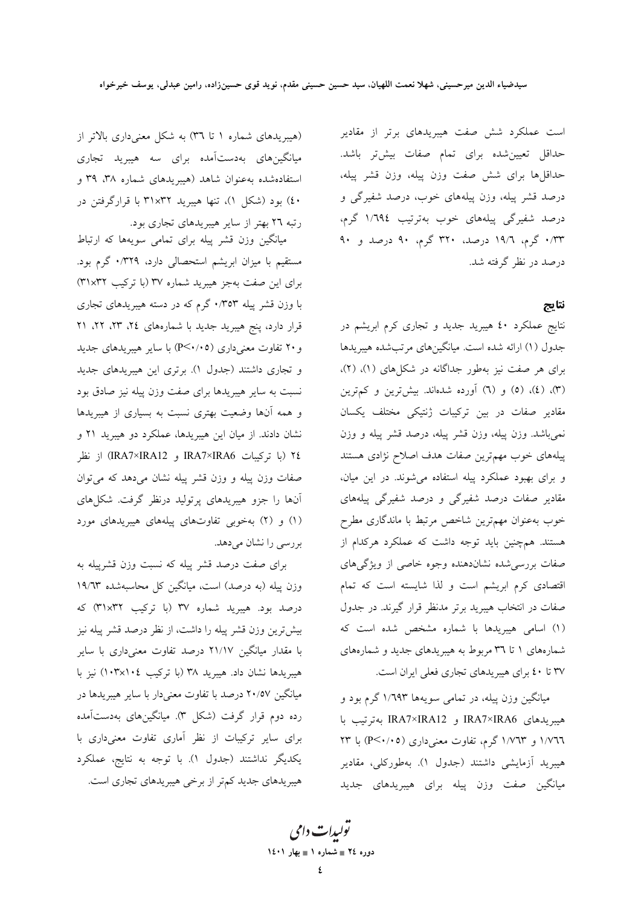است عملکرد شش صفت هیبریدهای برتر از مقادیر حداقل تعیین‌شده برای تمام صفات بیش‌تر باشد. حداقل‌ها برای شش صفت وزن پیله، وزن قشر پیله، درصد قشر پیله، وزن پیله‌های خوب، درصد شفیرگی و درصد شفیرگی پیله‌های خوب به‌ترتیب ۱/٦٩٤ گرم، ۰/۳۳ گرم، ۱۹/٦ درصد، ۳۲۰ گرم، ۹۰ درصد و ۹۰ درصد در نظر گرفته شد.

## نتایج

نتایج عملکرد ٤۰ هیبرید جدید و تجاری کرم ابریشم در جدول (۱) ارائه شده است. میانگین‌های مرتب‌شده هیبریدها برای هر صفت نیز به‌طور جداگانه در شکل‌های (۱)، (۲)، (۳)، (٤)، (٥) و (٦) آورده شده‌اند. بیش‌ترین و کم‌ترین مقادیر صفات در بین ترکیبات ژنتیکی مختلف یکسان نمی‌باشد. وزن پیله، وزن قشر پیله، درصد قشر پیله و وزن پیله‌های خوب مهم‌ترین صفات هدف اصلاح نژادی هستند و برای بهبود عملکرد پیله استفاده می‌شوند. در این میان، مقادیر صفات درصد شفیرگی و درصد شفیرگی پیله‌های خوب به‌عنوان مهم‌ترین شاخص مرتبط با ماندگاری مطرح هستند. همچنین باید توجه داشت که عملکرد هرکدام از صفات بررسی‌شده نشان‌دهنده وجوه خاصی از ویژگی‌های اقتصادی کرم ابریشم است و لذا شایسته است که تمام صفات در انتخاب هیبرید برتر مدنظر قرار گیرند. در جدول (۱) اسامی هیبریدها با شماره مشخص شده است که شماره‌های ۱ تا ۳٦ مربوط به هیبریدهای جدید و شماره‌های ۳۷ تا ٤۰ برای هیبریدهای تجاری فعلی ایران است.

میانگین وزن پیله، در تمامی سویه‌ها ۱/٦۹۳ گرم بود و هیبریدهای IRA7×IRA6 و IRA7×IRA12 به‌ترتیب با ۱/۷٦٦ و ۱/۷٦۳ گرم، تفاوت معنی‌داری ($P<0.05$) با ۲۳ هیبرید آزمایشی داشتند (جدول ۱). به‌طورکلی، مقادیر میانگین صفت وزن پیله برای هیبریدهای جدید (هیبریدهای شماره ۱ تا ۳٦) به شکل معنی‌داری بالاتر از میانگین‌های به‌دست‌آمده برای سه هیبرید تجاری استفاده‌شده به‌عنوان شاهد (هیبریدهای شماره ۳۸، ۳۹ و ٤۰) بود (شکل ۱)، تنها هیبرید ۳۱×۳۲ با قرارگرفتن در رتبه ۲٦ بهتر از سایر هیبریدهای تجاری بود.

میانگین وزن قشر پیله برای تمامی سویه‌ها که ارتباط مستقیم با میزان ابریشم استحصالی دارد، ۰/۳۲۹ گرم بود. برای این صفت به‌جز هیبرید شماره ۳۷ (با ترکیب ۳۱×۳۲) با وزن قشر پیله ۰/۳٥۳ گرم که در دسته هیبریدهای تجاری قرار دارد، پنج هیبرید جدید با شماره‌های ۲٤، ۲۳، ۲۲، ۲۱ و ۲۰ تفاوت معنی‌داری ($P<0.05$) با سایر هیبریدهای جدید و تجاری داشتند (جدول ۱). برتری این هیبریدهای جدید نسبت به سایر هیبریدها برای صفت وزن پیله نیز صادق بود و همه آن‌ها وضعیت بهتری نسبت به بسیاری از هیبریدها نشان دادند. از میان این هیبریدها، عملکرد دو هیبرید ۲۱ و ۲٤ (با ترکیبات IRA7×IRA6 و IRA7×IRA12) از نظر صفات وزن پیله و وزن قشر پیله نشان می‌دهد که می‌توان آن‌ها را جزو هیبریدهای پرتولید درنظر گرفت. شکل‌های (۱) و (۲) به‌خوبی تفاوت‌های پیله‌های هیبریدهای مورد بررسی را نشان می‌دهد.

برای صفت درصد قشر پیله که نسبت وزن قشرپیله به وزن پیله (به درصد) است، میانگین کل محاسبه‌شده ۱۹/٦۳ درصد بود. هیبرید شماره ۳۷ (با ترکیب ۳۱×۳۲) که بیش‌ترین وزن قشر پیله را داشت، از نظر درصد قشر پیله نیز با مقدار میانگین ۲۱/۱۷ درصد تفاوت معنی‌داری با سایر هیبریدها نشان داد. هیبرید ۳۸ (با ترکیب ۱۰۳×۱۰٤) نیز با میانگین ۲۰/٥۷ درصد با تفاوت معنی‌دار با سایر هیبریدها در رده دوم قرار گرفت (شکل ۳). میانگین‌های به‌دست‌آمده برای سایر ترکیبات از نظر آماری تفاوت معنی‌داری با یکدیگر نداشتند (جدول ۱). با توجه به نتایج، عملکرد هیبریدهای جدید کم‌تر از برخی هیبریدهای تجاری است.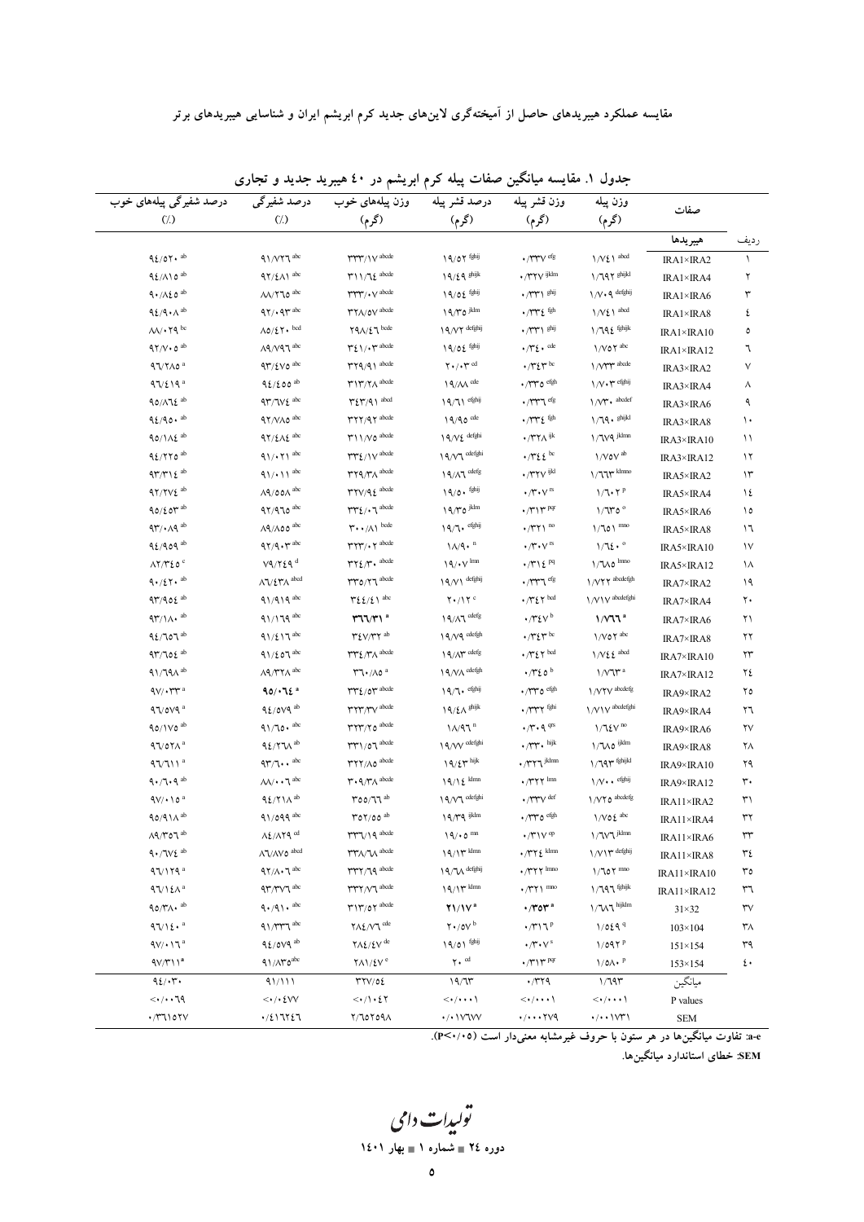جدول ۱. مقایسه میانگین صفات پیله کرم ابریشم در ۴۰ هیبرید جدید و تجاری

| ردیف | صفات | وزن پیله (گرم) | وزن قشر پیله (گرم) | درصد قشر پیله (گرم) | وزن پیله‌های خوب (گرم) | درصد شفیرگی (٪) | درصد شفیرگی پیله‌های خوب (٪) |
|---|---|---|---|---|---|---|---|
| | هیبریدها | | | | | | |
| ۱ | IRA1×IRA2 | ۱/۷٤۱ abcd | ۰/۳۳۷ efg | ۱۹/۵۲ fghij | ۳۳۳/۱۷ abcde | ۹۱/۷۲۶ abc | ۹٤/۵۲۰ ab |
| ۲ | IRA1×IRA4 | ۱/٦۹۲ ghijkl | ۰/۳۲۷ ijklm | ۱۹/٤۹ ghijk | ۳۱۱/٦٤ abcde | ۹۲/٤۸۱ abc | ۹٤/۸۱۵ ab |
| ۳ | IRA1×IRA6 | ۱/۷۰۹ defghij | ۰/۳۳۱ ghij | ۱۹/۵٤ fghij | ۳۳۳/۰۷ abcde | ۸۸/۲٦۵ abc | ۹۰/۸٤۵ ab |
| ٤ | IRA1×IRA8 | ۱/۷٤۱ abcd | ۰/۳۳٤ fgh | ۱۹/۳۵ jklm | ۳۲۸/۵۷ abcde | ۹۲/۰۹۳ abc | ۹٤/۹۰۸ ab |
| ۵ | IRA1×IRA10 | ۱/٦۹٤ fghijk | ۰/۳۳۱ ghij | ۱۹/۷۲ defghij | ۲۹۸/٤٦ bcde | ۸۵/٤۲۰ bcd | ۸۸/۰۲۹ bc |
| ٦ | IRA1×IRA12 | ۱/۷۵۲ abc | ۰/۳٤۰ cde | ۱۹/۵٤ fghij | ۳٤۱/۰۳ abcde | ۸۹/۷۹٦ abc | ۹۲/۷۰۵ ab |
| ۷ | IRA3×IRA2 | ۱/۷۳۳ abcde | ۰/۳٤۳ bc | ۲۰/۰۳ cd | ۳۲۹/۹۱ abcde | ۹۳/٤۷۵ abc | ۹٦/۲۸۵ a |
| ۸ | IRA3×IRA4 | ۱/۷۰۳ efghij | ۰/۳۳۵ efgh | ۱۹/۸۸ cde | ۳۱۳/۲۸ abcde | ۹٤/٤۵۵ ab | ۹٦/٤۱۹ a |
| ۹ | IRA3×IRA6 | ۱/۷۳۰ abcdef | ۰/۳۳٦ efg | ۱۹/٦۱ efghij | ۳٤۳/۹۱ abcd | ۹۳/٦۷٤ abc | ۹۵/۸٦٤ ab |
| ۱۰ | IRA3×IRA8 | ۱/٦۹۰ ghijkl | ۰/۳۳٤ fgh | ۱۹/۹۵ cde | ۳۲۲/۹۲ abcde | ۹۲/۷۸۵ abc | ۹٤/۹۵۰ ab |
| ۱۱ | IRA3×IRA10 | ۱/٦۷۹ jklmn | ۰/۳۲۸ ijk | ۱۹/۷٤ defghi | ۳۱۱/۷۵ abcde | ۹۲/٤۸٤ abc | ۹۵/۱۸٤ ab |
| ۱۲ | IRA3×IRA12 | ۱/۷۵۷ ab | ۰/۳٤٤ bc | ۱۹/۷٦ cdefghi | ۳۳٤/۱۷ abcde | ۹۱/۰۲۱ abc | ۹٤/۲۲۵ ab |
| ۱۳ | IRA5×IRA2 | ۱/٦٦۳ klmno | ۰/۳۲۷ ijkl | ۱۹/۸٦ cdefg | ۳۲۹/۳۸ abcde | ۹۱/۰۱۱ abc | ۹۳/۳۱٤ ab |
| ۱٤ | IRA5×IRA4 | ۱/٦۰۲ p | ۰/۳۰۷ rs | ۱۹/۵۰ fghij | ۳۲۷/۹٤ abcde | ۸۹/۵۵۸ abc | ۹۲/۲۷٤ ab |
| ۱۵ | IRA5×IRA6 | ۱/٦۳۵ o | ۰/۳۱۳ pqr | ۱۹/۳۵ jklm | ۳۳٤/۰٦ abcde | ۹۲/۹٦۵ abc | ۹۵/٤۵۳ ab |
| ۱٦ | IRA5×IRA8 | ۱/٦۵۱ mno | ۰/۳۲۱ no | ۱۹/٦۰ efghij | ۳۰۰/۸۱ bcde | ۸۹/۸۵۵ abc | ۹۳/۰۸۹ ab |
| ۱۷ | IRA5×IRA10 | ۱/٦٤۰ o | ۰/۳۰۷ rs | ۱۸/۹۰ n | ۳۲۳/۰۲ abcde | ۹۲/۹۰۳ abc | ۹٤/۹۵۹ ab |
| ۱۸ | IRA5×IRA12 | ۱/٦۸۵ lmno | ۰/۳۱٤ pq | ۱۹/۰۷ lmn | ۳۲٤/۳۰ abcde | ۷۹/۲٤۹ d | ۸۲/۳٤۵ c |
| ۱۹ | IRA7×IRA2 | ۱/۷۲۲ abcdefgh | ۰/۳۳٦ efg | ۱۹/۷۱ defghij | ۳۳۵/۲٦ abcde | ۸٦/٤۳۸ abcd | ۹۰/٤۲۰ ab |
| ۲۰ | IRA7×IRA4 | ۱/۷۱۷ abcdefghi | ۰/۳٤۲ bcd | ۲۰/۱۲ c | ۳٤٤/٤۱ abc | ۹۱/۹۱۹ abc | ۹۳/۹۵٤ ab |
| ۲۱ | IRA7×IRA6 | ۱/۷٦٦ a | ۰/۳٤۷ b | ۱۹/۸٦ cdefg | ۳٦٦/۳۱ a | ۹۱/۱٦۹ abc | ۹۳/۱۸۰ ab |
| ۲۲ | IRA7×IRA8 | ۱/۷۵۲ abc | ۰/۳٤۳ bc | ۱۹/۷۹ cdefgh | ۳٤۷/۳۲ ab | ۹۱/٤۱٦ abc | ۹٤/٦۵٦ ab |
| ۲۳ | IRA7×IRA10 | ۱/۷٤٤ abcd | ۰/۳٤۲ bcd | ۱۹/۸۳ cdefg | ۳۳٤/۳۸ abcde | ۹۱/٤۵٦ abc | ۹۳/٦۵٤ ab |
| ۲٤ | IRA7×IRA12 | ۱/۷٦۳ a | ۰/۳٤۵ b | ۱۹/۷۸ cdefgh | ۳٦۰/۸۵ a | ۸۹/۳۲۸ abc | ۹۱/٦۹۸ ab |
| ۲۵ | IRA9×IRA2 | ۱/۷۲۷ abcdefg | ۰/۳۳۵ efgh | ۱۹/٦۰ efghij | ۳۳٤/۵۳ abcde | ۹۵/۰٦٤ a | ۹۷/۰۳۳ a |
| ۲٦ | IRA9×IRA4 | ۱/۷۱۷ abcdefghi | ۰/۳۳۲ fghi | ۱۹/٤۸ ghijk | ۳۲۳/۳۷ abcde | ۹٤/۵۷۹ ab | ۹٦/۵۷۹ a |
| ۲۷ | IRA9×IRA6 | ۱/٦٤۷ no | ۰/۳۰۹ qrs | ۱۸/۹٦ n | ۳۲۳/۲۵ abcde | ۹۱/٦۵۰ abc | ۹۵/۱۷۵ ab |
| ۲۸ | IRA9×IRA8 | ۱/٦۸۵ ijklm | ۰/۳۳۰ hijk | ۱۹/۷۷ cdefghi | ۳۳۱/۵٦ abcde | ۹٤/۲٦۸ ab | ۹٦/۵۲۸ a |
| ۲۹ | IRA9×IRA10 | ۱/٦۹۳ fghijkl | ۰/۳۲۲ jklmn | ۱۹/٤۳ hijk | ۳۲۲/۸۵ abcde | ۹۳/٦۰۰ abc | ۹٦/٦۱۱ a |
| ۳۰ | IRA9×IRA12 | ۱/۷۰۰ efghij | ۰/۳۲۲ lmn | ۱۹/۱٤ klmn | ۳۰۹/۳۸ abcde | ۸۸/۰۰٦ abc | ۹۰/٦۰۹ ab |
| ۳۱ | IRA11×IRA2 | ۱/۷۲۵ abcdefg | ۰/۳۳۷ def | ۱۹/۷٦ cdefghi | ۳۵۵/٦٦ ab | ۹٤/۲۱۸ ab | ۹۷/۰۱۵ a |
| ۳۲ | IRA11×IRA4 | ۱/۷۵٤ abc | ۰/۳۳۵ efgh | ۱۹/۳۹ jklm | ۳۵۲/۵۵ ab | ۹۱/۵۹۹ abc | ۹۵/۹۱۸ ab |
| ۳۳ | IRA11×IRA6 | ۱/٦۷٦ jklmn | ۰/۳۱۷ op | ۱۹/۰۵ mn | ۳۳٦/۱۹ abcde | ۸٤/۸۲۹ cd | ۸۹/۳۵٦ ab |
| ۳٤ | IRA11×IRA8 | ۱/۷۱۳ defghij | ۰/۳۲٤ klmn | ۱۹/۱۳ klmn | ۳۳۸/٦۸ abcde | ۸٦/۸۷۵ abcd | ۹۰/٦۷٤ ab |
| ۳۵ | IRA11×IRA10 | ۱/٦۵۲ mno | ۰/۳۲۲ lmno | ۱۹/٦۸ defghij | ۳۳۲/٦۹ abcde | ۹۲/۸۰٦ abc | ۹٦/۱۲۹ a |
| ۳٦ | IRA11×IRA12 | ۱/٦۹٦ fghijk | ۰/۳۲۱ mno | ۱۹/۱۳ klmn | ۳۳۲/۷٦ abcde | ۹۳/۳۷٦ abc | ۹٦/۱٤۸ a |
| ۳۷ | 31×32 | ۱/٦۸٦ hijklm | ۰/۳۵۳ a | ۲۱/۱۷ a | ۳۱۳/۵۲ abcde | ۹۰/۹۱۰ abc | ۹۵/۳۸۰ ab |
| ۳۸ | 103×104 | ۱/۵٤۹ q | ۰/۳۱٦ p | ۲۰/۵۷ b | ۲۸٤/۷٦ cde | ۹۱/۳۳٦ abc | ۹٦/۱٤۰ a |
| ۳۹ | 151×154 | ۱/۵۹۲ p | ۰/۳۰۷ s | ۱۹/۵۱ fghij | ۲۸٤/٤۷ de | ۹٤/۵۷۹ ab | ۹۷/۰۱٦ a |
| ٤۰ | 153×154 | ۱/۵۸۰ p | ۰/۳۱۳ pqr | ۲۰ cd | ۲۸۱/٤۷ e | ۹۱/۸۳۵ abc | ۹۷/۳۱۱ a |
| | میانگین | ۱/٦۹۳ | ۰/۳۲۹ | ۱۹/٦۳ | ۳۲۷/۵٤ | ۹۱/۱۱۱ | ۹٤/۰۳۰ |
| | P values | <۰/۰۰۰۱ | <۰/۰۰۰۱ | <۰/۰۰۰۱ | <۰/۱۰٤۲ | <۰/۰٤۷۷ | <۰/۰۰٦۹ |
| | SEM | ۰/۰۰۱۷۳۱ | ۰/۰۰۰۲۷۹ | ۰/۰۱۷٦۷۷ | ۲/٦۵۲۵۹۸ | ۰/٤۱٦۲٤٦ | ۰/۳٦۱۵۲۷ |

a-e: تفاوت میانگین‌ها در هر ستون با حروف غیرمشابه معنی‌دار است (P<۰/۰۵).

SEM: خطای استاندارد میانگین‌ها.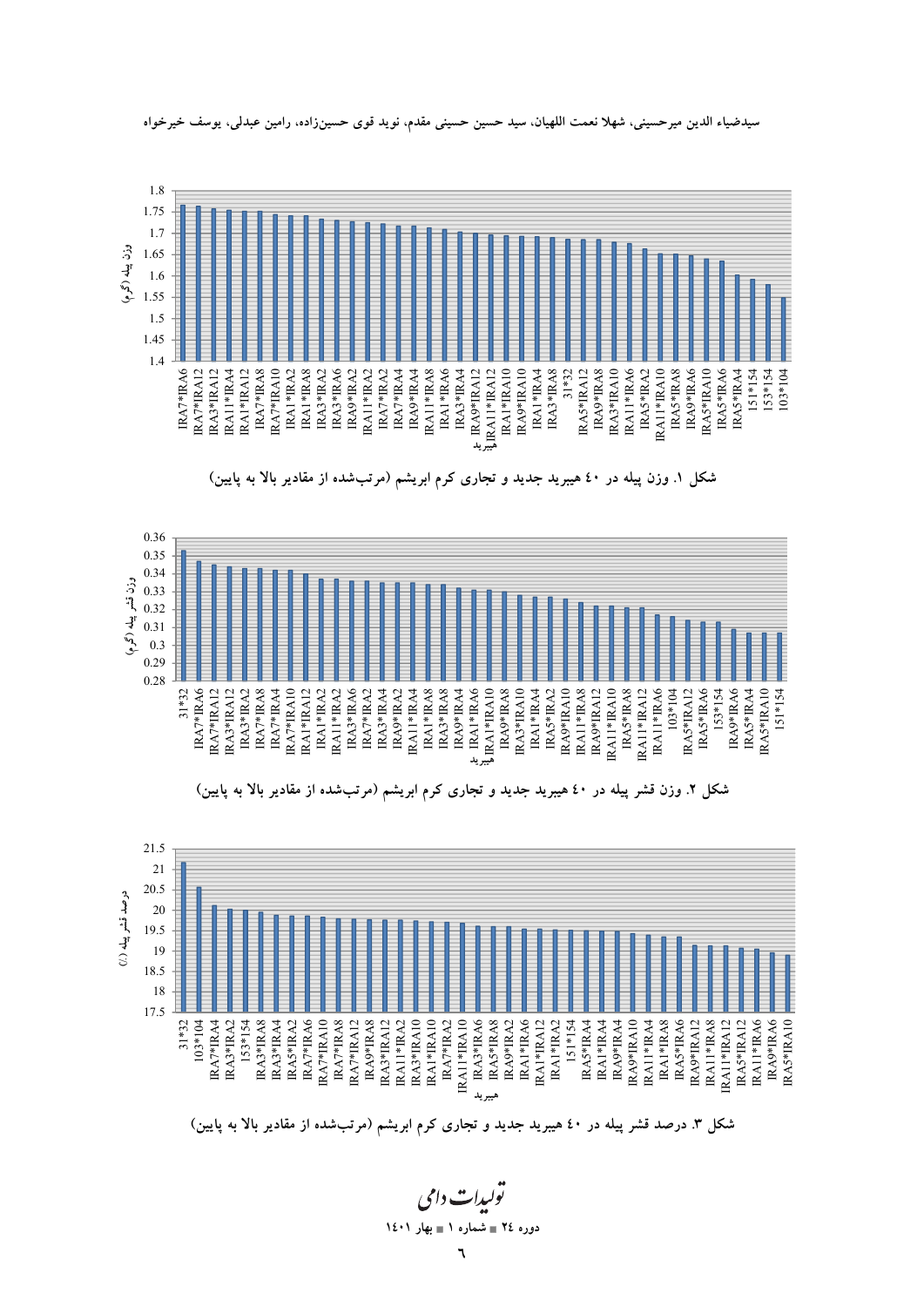وزن پیله (گرم)

1.8
1.75
1.7
1.65
1.6
1.55
1.5
1.45
1.4

IRA7*IRA6
IRA7*IRA12
IRA3*IRA12
IRA11*IRA4
IRA1*IRA12
IRA7*IRA8
IRA7*IRA10
IRA1*IRA2
IRA1*IRA8
IRA3*IRA2
IRA3*IRA6
IRA9*IRA2
IRA11*IRA2
IRA7*IRA2
IRA7*IRA4
IRA9*IRA4
IRA11*IRA8
IRA1*IRA6
IRA3*IRA4
IRA9*IRA12
IRA11*IRA12
IRA1*IRA10
IRA9*IRA10
IRA1*IRA4
IRA3*IRA8
31*32
IRA5*IRA12
IRA9*IRA8
IRA3*IRA10
IRA11*IRA6
IRA5*IRA2
IRA11*IRA10
IRA5*IRA8
IRA9*IRA6
IRA5*IRA10
IRA5*IRA6
IRA5*IRA4
151*154
153*154
103*104

هیبرید

شکل ۱. وزن پیله در ۴۰ هیبرید جدید و تجاری کرم ابریشم (مرتب‌شده از مقادیر بالا به پایین)

وزن قشر پیله (گرم)

0.36
0.35
0.34
0.33
0.32
0.31
0.3
0.29
0.28

31*32
IRA7*IRA6
IRA7*IRA12
IRA3*IRA12
IRA3*IRA8
IRA7*IRA8
IRA7*IRA4
IRA7*IRA10
IRA1*IRA12
IRA1*IRA2
IRA11*IRA2
IRA3*IRA6
IRA7*IRA2
IRA3*IRA4
IRA9*IRA2
IRA11*IRA4
IRA1*IRA8
IRA3*IRA8
IRA9*IRA4
IRA1*IRA6
IRA1*IRA10
IRA9*IRA8
IRA3*IRA10
IRA1*IRA4
IRA5*IRA2
IRA9*IRA10
IRA11*IRA8
IRA9*IRA12
IRA11*IRA10
IRA5*IRA8
IRA11*IRA12
IRA11*IRA6
103*104
IRA5*IRA12
IRA5*IRA6
153*154
IRA9*IRA6
IRA5*IRA4
IRA5*IRA10
151*154

هیبرید

شکل ۲. وزن قشر پیله در ۴۰ هیبرید جدید و تجاری کرم ابریشم (مرتب‌شده از مقادیر بالا به پایین)

درصد قشر پیله (٪)

21.5
21
20.5
20
19.5
19
18.5
18
17.5

31*32
103*104
IRA7*IRA4
IRA3*IRA2
153*154
IRA3*IRA8
IRA3*IRA4
IRA5*IRA2
IRA7*IRA6
IRA7*IRA10
IRA7*IRA8
IRA7*IRA12
IRA9*IRA8
IRA3*IRA12
IRA11*IRA2
IRA3*IRA10
IRA1*IRA10
IRA7*IRA2
IRA11*IRA10
IRA3*IRA6
IRA5*IRA8
IRA9*IRA2
IRA1*IRA6
IRA1*IRA12
IRA1*IRA2
151*154
IRA5*IRA4
IRA1*IRA4
IRA9*IRA4
IRA9*IRA10
IRA11*IRA4
IRA1*IRA8
IRA5*IRA6
IRA9*IRA12
IRA11*IRA8
IRA11*IRA12
IRA5*IRA12
IRA11*IRA6
IRA9*IRA6
IRA5*IRA10

هیبرید

شکل ۳. درصد قشر پیله در ۴۰ هیبرید جدید و تجاری کرم ابریشم (مرتب‌شده از مقادیر بالا به پایین)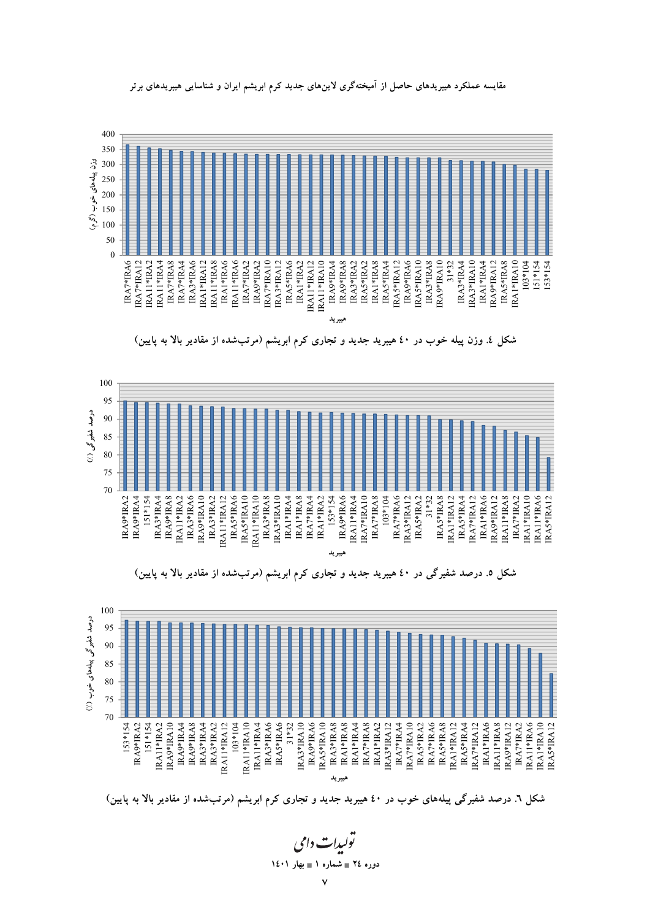400
350
300
250
200
150
100
50
0

وزن پیله‌های خوب (گرم)

IRA7*IRA6
IRA7*IRA12
IRA11*IRA2
IRA11*IRA4
IRA7*IRA8
IRA7*IRA4
IRA3*IRA6
IRA1*IRA12
IRA11*IRA8
IRA1*IRA6
IRA11*IRA6
IRA7*IRA2
IRA9*IRA2
IRA7*IRA10
IRA3*IRA12
IRA5*IRA6
IRA1*IRA2
IRA11*IRA12
IRA11*IRA10
IRA9*IRA4
IRA9*IRA8
IRA3*IRA2
IRA5*IRA2
IRA1*IRA8
IRA5*IRA4
IRA5*IRA12
IRA9*IRA6
IRA5*IRA10
IRA3*IRA8
IRA9*IRA10
31*32
IRA3*IRA4
IRA3*IRA10
IRA1*IRA4
IRA9*IRA12
IRA5*IRA8
IRA1*IRA10
103*104
151*154
153*154

هیبرید

شکل ٤. وزن پیله خوب در ٤٠ هیبرید جدید و تجاری کرم ابریشم (مرتب‌شده از مقادیر بالا به پایین)

100
95
90
85
80
75
70

درصد شفیرگی (٪)

IRA9*IRA2
IRA9*IRA4
151*154
IRA3*IRA4
IRA9*IRA8
IRA11*IRA2
IRA3*IRA6
IRA9*IRA10
IRA3*IRA2
IRA11*IRA12
IRA5*IRA6
IRA5*IRA10
IRA11*IRA10
IRA3*IRA8
IRA3*IRA10
IRA1*IRA4
IRA1*IRA8
IRA7*IRA4
IRA1*IRA2
153*154
IRA9*IRA6
IRA11*IRA4
IRA7*IRA10
IRA7*IRA8
103*104
IRA7*IRA6
IRA3*IRA12
IRA5*IRA2
31*32
IRA5*IRA8
IRA1*IRA12
IRA5*IRA4
IRA7*IRA12
IRA1*IRA6
IRA9*IRA12
IRA11*IRA8
IRA7*IRA2
IRA1*IRA10
IRA11*IRA6
IRA5*IRA12

هیبرید

شکل ٥. درصد شفیرگی در ٤٠ هیبرید جدید و تجاری کرم ابریشم (مرتب‌شده از مقادیر بالا به پایین)

100
95
90
85
80
75
70

درصد شفیرگی پیله‌های خوب (٪)

153*154
IRA9*IRA2
151*154
IRA11*IRA2
IRA9*IRA10
IRA9*IRA4
IRA9*IRA8
IRA3*IRA4
IRA3*IRA2
IRA11*IRA12
103*104
IRA11*IRA10
IRA11*IRA4
IRA3*IRA6
IRA5*IRA6
31*32
IRA3*IRA10
IRA9*IRA6
IRA5*IRA10
IRA3*IRA8
IRA1*IRA8
IRA1*IRA4
IRA7*IRA8
IRA1*IRA2
IRA3*IRA12
IRA7*IRA4
IRA7*IRA10
IRA5*IRA2
IRA7*IRA6
IRA5*IRA8
IRA1*IRA12
IRA5*IRA4
IRA7*IRA12
IRA1*IRA6
IRA11*IRA8
IRA9*IRA12
IRA7*IRA2
IRA11*IRA6
IRA1*IRA10
IRA5*IRA12

هیبرید

شکل ٦. درصد شفیرگی پیله‌های خوب در ٤٠ هیبرید جدید و تجاری کرم ابریشم (مرتب‌شده از مقادیر بالا به پایین)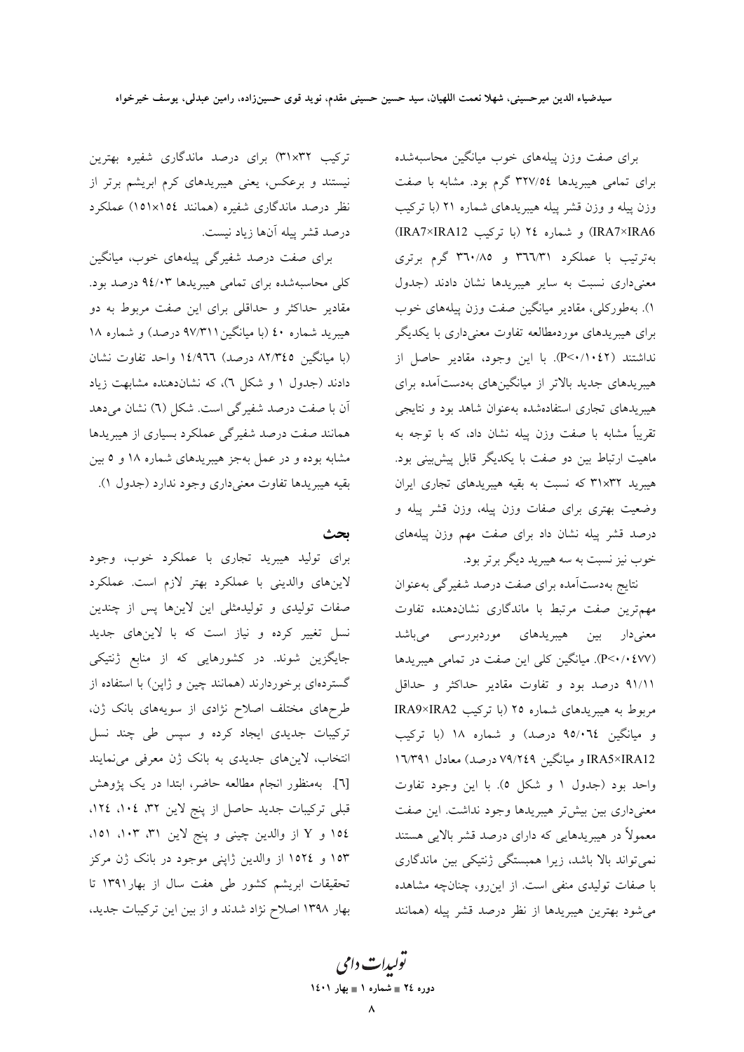برای صفت وزن پیله‌های خوب میانگین محاسبه‌شده برای تمامی هیبریدها ۳۲۷/۵۴ گرم بود. مشابه با صفت وزن پیله و وزن قشر پیله هیبریدهای شماره ۲۱ (با ترکیب IRA7×IRA6) و شماره ۲۴ (با ترکیب IRA7×IRA12) به‌ترتیب با عملکرد ۳۶۶/۳۱ و ۳۶۰/۸۵ گرم برتری معنی‌داری نسبت به سایر هیبریدها نشان دادند (جدول ۱). به‌طورکلی، مقادیر میانگین صفت وزن پیله‌های خوب برای هیبریدهای موردمطالعه تفاوت معنی‌داری با یکدیگر نداشتند (P<۰/۱۰۴۲). با این وجود، مقادیر حاصل از هیبریدهای جدید بالاتر از میانگین‌های به‌دست‌آمده برای هیبریدهای تجاری استفاده‌شده به‌عنوان شاهد بود و نتایجی تقریباً مشابه با صفت وزن پیله نشان داد، که با توجه به ماهیت ارتباط بین دو صفت با یکدیگر قابل پیش‌بینی بود. هیبرید ۳۲×۳۱ که نسبت به بقیه هیبریدهای تجاری ایران وضعیت بهتری برای صفات وزن پیله، وزن قشر پیله و درصد قشر پیله نشان داد برای صفت مهم وزن پیله‌های خوب نیز نسبت به سه هیبرید دیگر برتر بود.

نتایج به‌دست‌آمده برای صفت درصد شفیرگی به‌عنوان مهم‌ترین صفت مرتبط با ماندگاری نشان‌دهنده تفاوت معنی‌دار بین هیبریدهای موردبررسی می‌باشد (P<۰/۰۴۷۷). میانگین کلی این صفت در تمامی هیبریدها ۹۱/۱۱ درصد بود و تفاوت مقادیر حداکثر و حداقل مربوط به هیبریدهای شماره ۲۵ (با ترکیب IRA9×IRA2 و میانگین ۹۵/۰۶۴ درصد) و شماره ۱۸ (با ترکیب IRA5×IRA12 و میانگین ۷۹/۲۴۹ درصد) معادل ۱۶/۳۹۱ واحد بود (جدول ۱ و شکل ۵). با این وجود تفاوت معنی‌داری بین بیش‌تر هیبریدها وجود نداشت. این صفت معمولاً در هیبریدهایی که دارای درصد قشر بالایی هستند نمی‌تواند بالا باشد، زیرا همبستگی ژنتیکی بین ماندگاری با صفات تولیدی منفی است. از این‌رو، چنانچه مشاهده می‌شود بهترین هیبریدها از نظر درصد قشر پیله (همانند ترکیب ۳۲×۳۱) برای درصد ماندگاری شفیره بهترین نیستند و برعکس، یعنی هیبریدهای کرم ابریشم برتر از نظر درصد ماندگاری شفیره (همانند ۱۵۴×۱۵۱) عملکرد درصد قشر پیله آن‌ها زیاد نیست.

برای صفت درصد شفیرگی پیله‌های خوب، میانگین کلی محاسبه‌شده برای تمامی هیبریدها ۹۴/۰۳ درصد بود. مقادیر حداکثر و حداقلی برای این صفت مربوط به دو هیبرید شماره ۴۰ (با میانگین ۹۷/۳۱۱ درصد) و شماره ۱۸ (با میانگین ۸۲/۳۴۵ درصد) ۱۴/۹۶۶ واحد تفاوت نشان دادند (جدول ۱ و شکل ۶)، که نشان‌دهنده مشابهت زیاد آن با صفت درصد شفیرگی است. شکل (۶) نشان می‌دهد همانند صفت درصد شفیرگی عملکرد بسیاری از هیبریدها مشابه بوده و در عمل به‌جز هیبریدهای شماره ۱۸ و ۵ بین بقیه هیبریدها تفاوت معنی‌داری وجود ندارد (جدول ۱).

## بحث

برای تولید هیبرید تجاری با عملکرد خوب، وجود لاین‌های والدینی با عملکرد بهتر لازم است. عملکرد صفات تولیدی و تولیدمثلی این لاین‌ها پس از چندین نسل تغییر کرده و نیاز است که با لاین‌های جدید جایگزین شوند. در کشورهایی که از منابع ژنتیکی گسترده‌ای برخوردارند (همانند چین و ژاپن) با استفاده از طرح‌های مختلف اصلاح نژادی از سویه‌های بانک ژن، ترکیبات جدیدی ایجاد کرده و سپس طی چند نسل انتخاب، لاین‌های جدیدی به بانک ژن معرفی می‌نمایند [۶]. به‌منظور انجام مطالعه حاضر، ابتدا در یک پژوهش قبلی ترکیبات جدید حاصل از پنج لاین ۳۲، ۱۰۴، ۱۲۴، ۱۵۴ و Y از والدین چینی و پنج لاین ۳۱، ۱۰۳، ۱۵۱، ۱۵۳ و ۱۵۲۴ از والدین ژاپنی موجود در بانک ژن مرکز تحقیقات ابریشم کشور طی هفت سال از بهار ۱۳۹۱ تا بهار ۱۳۹۸ اصلاح نژاد شدند و از بین این ترکیبات جدید،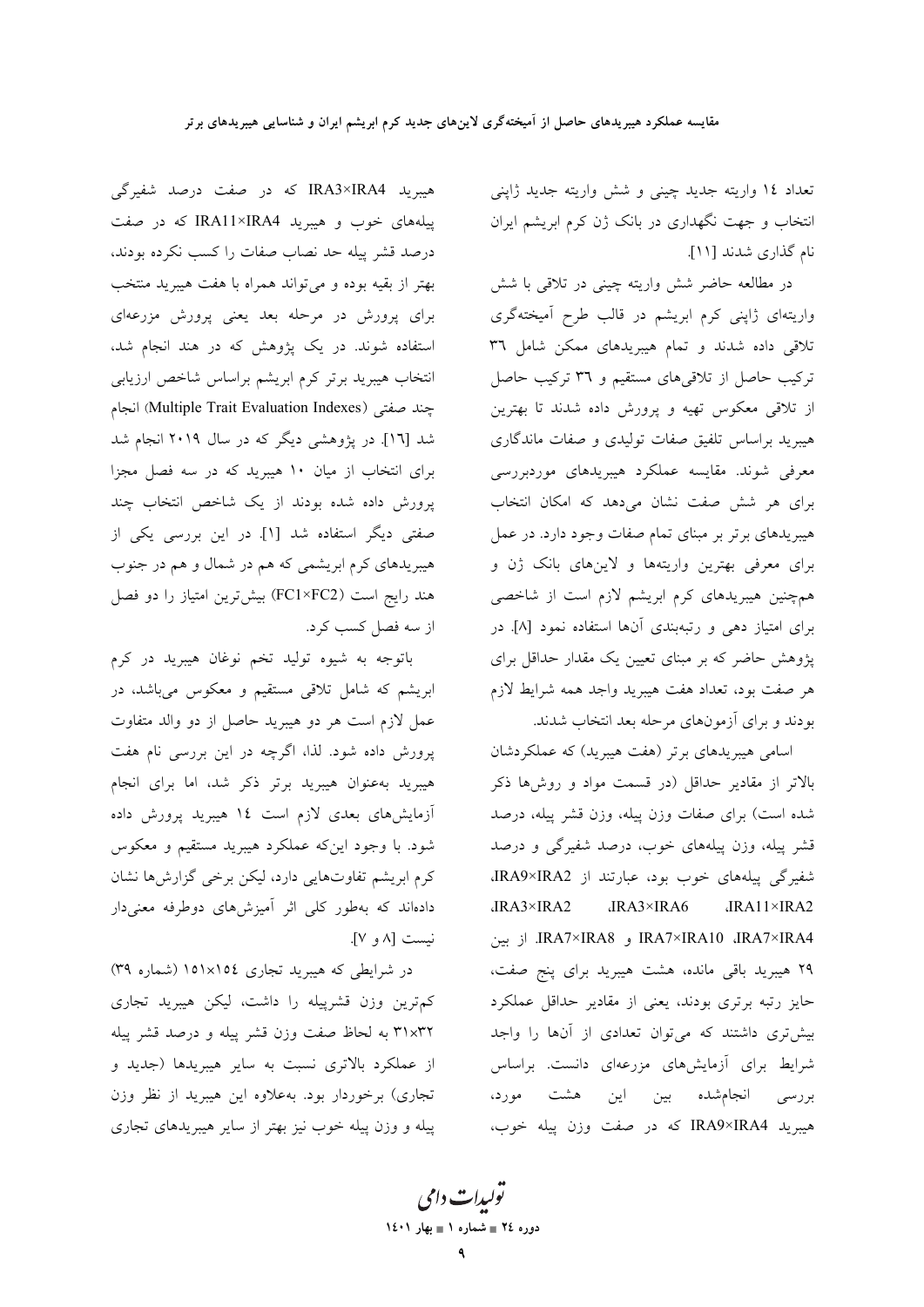تعداد ۱۴ واریته جدید چینی و شش واریته جدید ژاپنی انتخاب و جهت نگهداری در بانک ژن کرم ابریشم ایران نام گذاری شدند [۱۱].

در مطالعه حاضر شش واریته چینی در تلاقی با شش واریته‌ای ژاپنی کرم ابریشم در قالب طرح آمیخته‌گری تلاقی داده شدند و تمام هیبریدهای ممکن شامل ۳۶ ترکیب حاصل از تلاقی‌های مستقیم و ۳۶ ترکیب حاصل از تلاقی معکوس تهیه و پرورش داده شدند تا بهترین هیبرید براساس تلفیق صفات تولیدی و صفات ماندگاری معرفی شوند. مقایسه عملکرد هیبریدهای موردبررسی برای هر شش صفت نشان می‌دهد که امکان انتخاب هیبریدهای برتر بر مبنای تمام صفات وجود دارد. در عمل برای معرفی بهترین واریته‌ها و لاین‌های بانک ژن و همچنین هیبریدهای کرم ابریشم لازم است از شاخصی برای امتیاز دهی و رتبه‌بندی آن‌ها استفاده نمود [۸]. در پژوهش حاضر که بر مبنای تعیین یک مقدار حداقل برای هر صفت بود، تعداد هفت هیبرید واجد همه شرایط لازم بودند و برای آزمون‌های مرحله بعد انتخاب شدند.

اسامی هیبریدهای برتر (هفت هیبرید) که عملکردشان بالاتر از مقادیر حداقل (در قسمت مواد و روش‌ها ذکر شده است) برای صفات وزن پیله، وزن قشر پیله، درصد قشر پیله، وزن پیله‌های خوب، درصد شفیرگی و درصد شفیرگی پیله‌های خوب بود، عبارتند از IRA9×IRA2، IRA3×IRA2، IRA3×IRA6، IRA11×IRA2، IRA7×IRA4، IRA7×IRA10 و IRA7×IRA8. از بین ۲۹ هیبرید باقی مانده، هشت هیبرید برای پنج صفت، حایز رتبه برتری بودند، یعنی از مقادیر حداقل عملکرد بیش‌تری داشتند که می‌توان تعدادی از آن‌ها را واجد شرایط برای آزمایش‌های مزرعه‌ای دانست. براساس بررسی انجام‌شده بین این هشت مورد، هیبرید IRA9×IRA4 که در صفت وزن پیله خوب، هیبرید IRA3×IRA4 که در صفت درصد شفیرگی پیله‌های خوب و هیبرید IRA11×IRA4 که در صفت درصد قشر پیله حد نصاب صفات را کسب نکرده بودند، بهتر از بقیه بوده و می‌تواند همراه با هفت هیبرید منتخب برای پرورش در مرحله بعد یعنی پرورش مزرعه‌ای استفاده شوند. در یک پژوهش که در هند انجام شد، انتخاب هیبرید برتر کرم ابریشم براساس شاخص ارزیابی چند صفتی (Multiple Trait Evaluation Indexes) انجام شد [۱۶]. در پژوهشی دیگر که در سال ۲۰۱۹ انجام شد برای انتخاب از میان ۱۰ هیبرید که در سه فصل مجزا پرورش داده شده بودند از یک شاخص انتخاب چند صفتی دیگر استفاده شد [۱]. در این بررسی یکی از هیبریدهای کرم ابریشمی که هم در شمال و هم در جنوب هند رایج است (FC1×FC2) بیش‌ترین امتیاز را دو فصل از سه فصل کسب کرد.

باتوجه به شیوه تولید تخم نوغان هیبرید در کرم ابریشم که شامل تلاقی مستقیم و معکوس می‌باشد، در عمل لازم است هر دو هیبرید حاصل از دو والد متفاوت پرورش داده شود. لذا، اگرچه در این بررسی نام هفت هیبرید به‌عنوان هیبرید برتر ذکر شد، اما برای انجام آزمایش‌های بعدی لازم است ۱۴ هیبرید پرورش داده شود. با وجود این‌که عملکرد هیبرید مستقیم و معکوس کرم ابریشم تفاوت‌هایی دارد، لیکن برخی گزارش‌ها نشان داده‌اند که به‌طور کلی اثر آمیزش‌های دوطرفه معنی‌دار نیست [۸ و ۷].

در شرایطی که هیبرید تجاری ۱۵۴×۱۵۱ (شماره ۳۹) کم‌ترین وزن قشرپیله را داشت، لیکن هیبرید تجاری ۳۲×۳۱ به لحاظ صفت وزن قشر پیله و درصد قشر پیله از عملکرد بالاتری نسبت به سایر هیبریدها (جدید و تجاری) برخوردار بود. به‌علاوه این هیبرید از نظر وزن پیله و وزن پیله خوب نیز بهتر از سایر هیبریدهای تجاری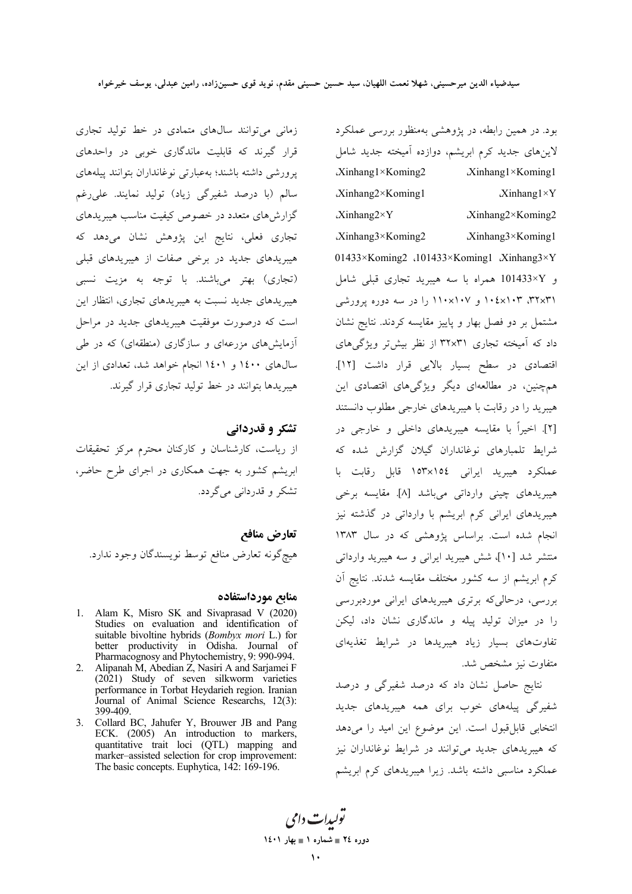بود. در همین رابطه، در پژوهشی به‌منظور بررسی عملکرد لاین‌های جدید کرم ابریشم، دوازده آمیخته جدید شامل Xinhang1×Koming1، Xinhang1×Koming2، Xinhang1×Y، Xinhang2×Koming1، Xinhang2×Koming2، Xinhang2×Y، Xinhang3×Koming1، Xinhang3×Koming2، Xinhang3×Y، 101433×Koming1، 101433×Koming2 و 101433×Y همراه با سه هیبرید تجاری قبلی شامل ۳۱×۳۲، ۱۰۳×۱۰۴ و ۱۰۷×۱۱۰ را در سه دوره پرورشی مشتمل بر دو فصل بهار و پاییز مقایسه کردند. نتایج نشان داد که آمیخته تجاری ۳۱×۳۲ از نظر بیش‌تر ویژگی‌های اقتصادی در سطح بسیار بالایی قرار داشت [12]. هم‌چنین، در مطالعه‌ای دیگر ویژگی‌های اقتصادی این هیبرید را در رقابت با هیبریدهای خارجی مطلوب دانستند [2]. اخیراً با مقایسه هیبریدهای داخلی و خارجی در شرایط تلمبارهای نوغانداران گیلان گزارش شده که عملکرد هیبرید ایرانی ۱۵۴×۱۵۳ قابل رقابت با هیبریدهای چینی وارداتی می‌باشد [8]. مقایسه برخی هیبریدهای ایرانی کرم ابریشم با وارداتی در گذشته نیز انجام شده است. براساس پژوهشی که در سال ۱۳۸۳ منتشر شد [10]، شش هیبرید ایرانی و سه هیبرید وارداتی کرم ابریشم از سه کشور مختلف مقایسه شدند. نتایج آن بررسی، درحالی‌که برتری هیبریدهای ایرانی موردبررسی را در میزان تولید پیله و ماندگاری نشان داد، لیکن تفاوت‌های بسیار زیاد هیبریدها در شرایط تغذیه‌ای متفاوت نیز مشخص شد.

نتایج حاصل نشان داد که درصد شفیرگی و درصد شفیرگی پیله‌های خوب برای همه هیبریدهای جدید انتخابی قابل‌قبول است. این موضوع این امید را می‌دهد که هیبریدهای جدید می‌توانند در شرایط نوغانداران نیز عملکرد مناسبی داشته باشد. زیرا هیبریدهای کرم ابریشم زمانی می‌توانند سال‌های متمادی در خط تولید تجاری قرار گیرند که قابلیت ماندگاری خوبی در واحدهای پرورشی داشته باشند؛ به‌عبارتی نوغانداران بتوانند پیله‌های سالم (با درصد شفیرگی زیاد) تولید نمایند. علی‌رغم گزارش‌های متعدد در خصوص کیفیت مناسب هیبریدهای تجاری فعلی، نتایج این پژوهش نشان می‌دهد که هیبریدهای جدید در برخی صفات از هیبریدهای قبلی (تجاری) بهتر می‌باشند. با توجه به مزیت نسبی هیبریدهای جدید نسبت به هیبریدهای تجاری، انتظار این است که درصورت موفقیت هیبریدهای جدید در مراحل آزمایش‌های مزرعه‌ای و سازگاری (منطقه‌ای) که در طی سال‌های ۱۴۰۰ و ۱۴۰۱ انجام خواهد شد، تعدادی از این هیبریدها بتوانند در خط تولید تجاری قرار گیرند.

## تشکر و قدردانی

از ریاست، کارشناسان و کارکنان محترم مرکز تحقیقات ابریشم کشور به جهت همکاری در اجرای طرح حاضر، تشکر و قدردانی می‌گردد.

## تعارض منافع

هیچ‌گونه تعارض منافع توسط نویسندگان وجود ندارد.

## منابع مورداستفاده

1. Alam K, Misro SK and Sivaprasad V (2020) Studies on evaluation and identification of suitable bivoltine hybrids (*Bombyx mori* L.) for better productivity in Odisha. Journal of Pharmacognosy and Phytochemistry, 9: 990-994.
2. Alipanah M, Abedian Z, Nasiri A and Sarjamei F (2021) Study of seven silkworm varieties performance in Torbat Heydarieh region. Iranian Journal of Animal Science Researchs, 12(3): 399-409.
3. Collard BC, Jahufer Y, Brouwer JB and Pang ECK. (2005) An introduction to markers, quantitative trait loci (QTL) mapping and marker–assisted selection for crop improvement: The basic concepts. Euphytica, 142: 169-196.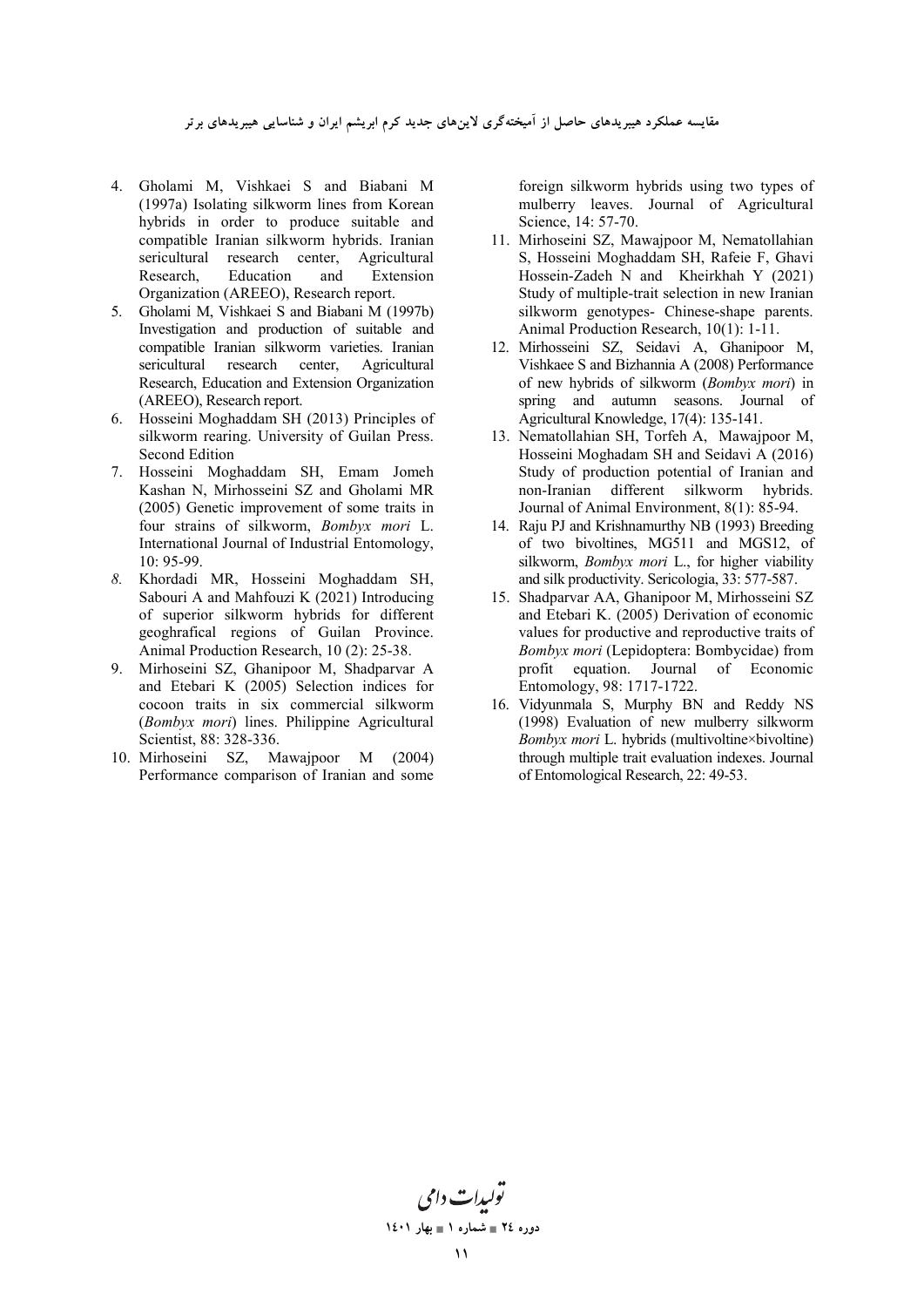4. Gholami M, Vishkaei S and Biabani M (1997a) Isolating silkworm lines from Korean hybrids in order to produce suitable and compatible Iranian silkworm hybrids. Iranian sericultural research center, Agricultural Research, Education and Extension Organization (AREEO), Research report.
5. Gholami M, Vishkaei S and Biabani M (1997b) Investigation and production of suitable and compatible Iranian silkworm varieties. Iranian sericultural research center, Agricultural Research, Education and Extension Organization (AREEO), Research report.
6. Hosseini Moghaddam SH (2013) Principles of silkworm rearing. University of Guilan Press. Second Edition
7. Hosseini Moghaddam SH, Emam Jomeh Kashan N, Mirhosseini SZ and Gholami MR (2005) Genetic improvement of some traits in four strains of silkworm, *Bombyx mori* L. International Journal of Industrial Entomology, 10: 95-99.
8. Khordadi MR, Hosseini Moghaddam SH, Sabouri A and Mahfouzi K (2021) Introducing of superior silkworm hybrids for different geoghrafical regions of Guilan Province. Animal Production Research, 10 (2): 25-38.
9. Mirhoseini SZ, Ghanipoor M, Shadparvar A and Etebari K (2005) Selection indices for cocoon traits in six commercial silkworm (*Bombyx mori*) lines. Philippine Agricultural Scientist, 88: 328-336.
10. Mirhoseini SZ, Mawajpoor M (2004) Performance comparison of Iranian and some foreign silkworm hybrids using two types of mulberry leaves. Journal of Agricultural Science, 14: 57-70.
11. Mirhoseini SZ, Mawajpoor M, Nematollahian S, Hosseini Moghaddam SH, Rafeie F, Ghavi Hossein-Zadeh N and Kheirkhah Y (2021) Study of multiple-trait selection in new Iranian silkworm genotypes- Chinese-shape parents. Animal Production Research, 10(1): 1-11.
12. Mirhosseini SZ, Seidavi A, Ghanipoor M, Vishkaee S and Bizhannia A (2008) Performance of new hybrids of silkworm (*Bombyx mori*) in spring and autumn seasons. Journal of Agricultural Knowledge, 17(4): 135-141.
13. Nematollahian SH, Torfeh A, Mawajpoor M, Hosseini Moghadam SH and Seidavi A (2016) Study of production potential of Iranian and non-Iranian different silkworm hybrids. Journal of Animal Environment, 8(1): 85-94.
14. Raju PJ and Krishnamurthy NB (1993) Breeding of two bivoltines, MG511 and MGS12, of silkworm, *Bombyx mori* L., for higher viability and silk productivity. Sericologia, 33: 577-587.
15. Shadparvar AA, Ghanipoor M, Mirhosseini SZ and Etebari K. (2005) Derivation of economic values for productive and reproductive traits of *Bombyx mori* (Lepidoptera: Bombycidae) from profit equation. Journal of Economic Entomology, 98: 1717-1722.
16. Vidyunmala S, Murphy BN and Reddy NS (1998) Evaluation of new mulberry silkworm *Bombyx mori* L. hybrids (multivoltine×bivoltine) through multiple trait evaluation indexes. Journal of Entomological Research, 22: 49-53.